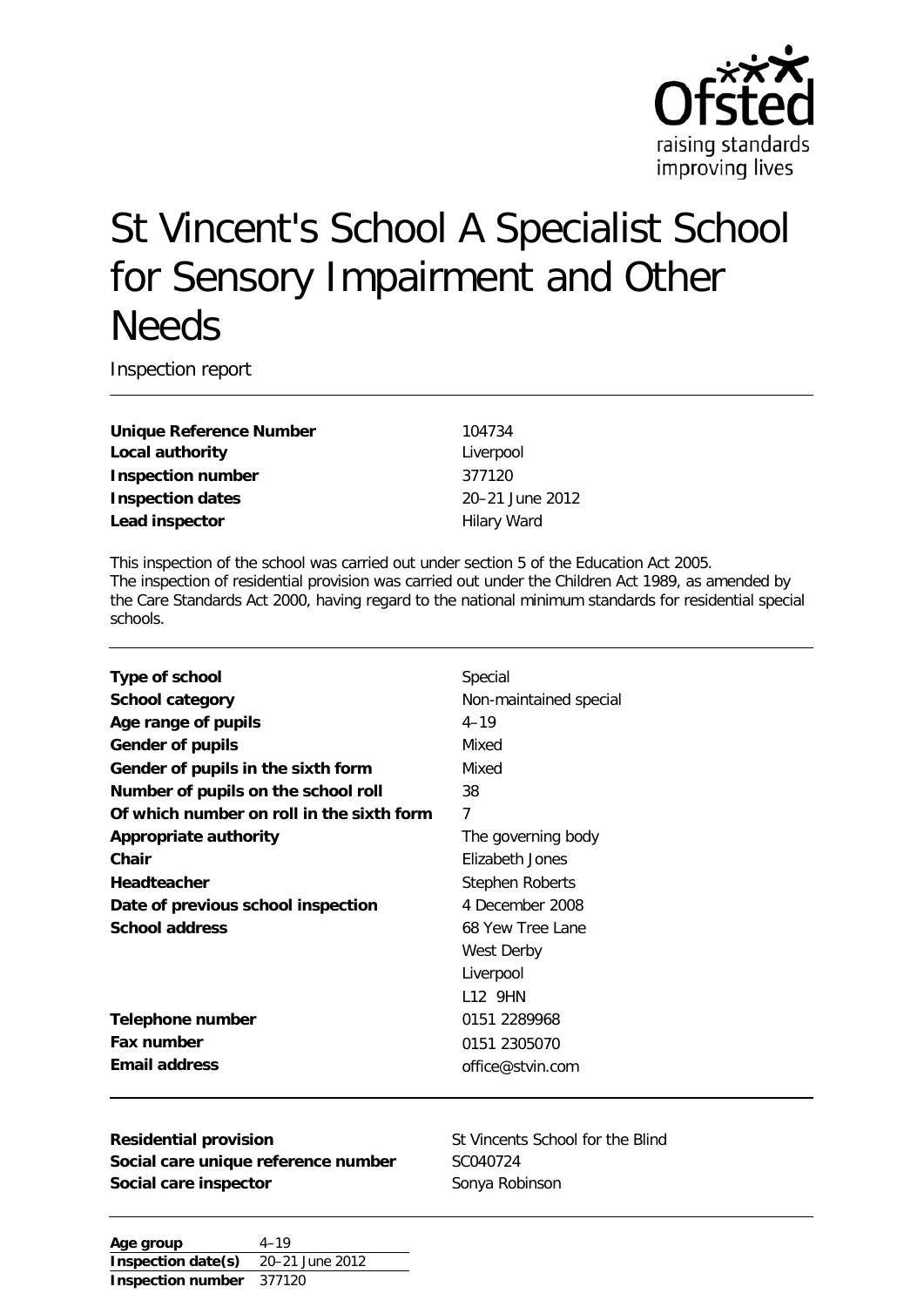Ofsted
raising standards
improving lives

# St Vincent's School A Specialist School for Sensory Impairment and Other Needs

Inspection report

| | |
|---|---|
| **Unique Reference Number** | 104734 |
| **Local authority** | Liverpool |
| **Inspection number** | 377120 |
| **Inspection dates** | 20–21 June 2012 |
| **Lead inspector** | Hilary Ward |

This inspection of the school was carried out under section 5 of the Education Act 2005.
The inspection of residential provision was carried out under the Children Act 1989, as amended by the Care Standards Act 2000, having regard to the national minimum standards for residential special schools.

| | |
|---|---|
| **Type of school** | Special |
| **School category** | Non-maintained special |
| **Age range of pupils** | 4–19 |
| **Gender of pupils** | Mixed |
| **Gender of pupils in the sixth form** | Mixed |
| **Number of pupils on the school roll** | 38 |
| **Of which number on roll in the sixth form** | 7 |
| **Appropriate authority** | The governing body |
| **Chair** | Elizabeth Jones |
| **Headteacher** | Stephen Roberts |
| **Date of previous school inspection** | 4 December 2008 |
| **School address** | 68 Yew Tree Lane<br>West Derby<br>Liverpool<br>L12 9HN |
| **Telephone number** | 0151 2289968 |
| **Fax number** | 0151 2305070 |
| **Email address** | office@stvin.com |

| | |
|---|---|
| **Residential provision** | St Vincents School for the Blind |
| **Social care unique reference number** | SC040724 |
| **Social care inspector** | Sonya Robinson |

| | |
|---|---|
| **Age group** | 4–19 |
| **Inspection date(s)** | 20–21 June 2012 |
| **Inspection number** | 377120 |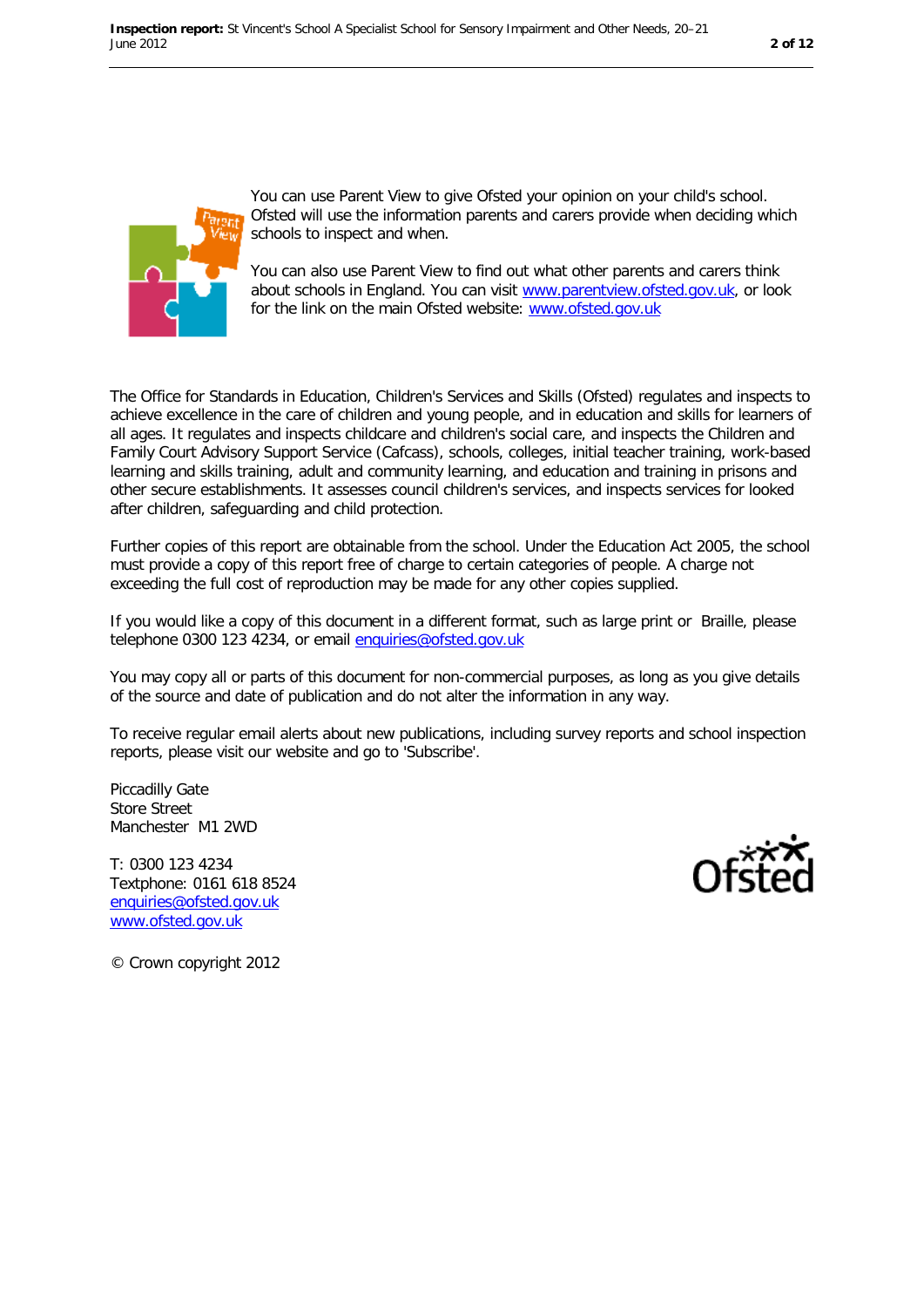You can use Parent View to give Ofsted your opinion on your child's school. Ofsted will use the information parents and carers provide when deciding which schools to inspect and when.

You can also use Parent View to find out what other parents and carers think about schools in England. You can visit www.parentview.ofsted.gov.uk, or look for the link on the main Ofsted website: www.ofsted.gov.uk

The Office for Standards in Education, Children's Services and Skills (Ofsted) regulates and inspects to achieve excellence in the care of children and young people, and in education and skills for learners of all ages. It regulates and inspects childcare and children's social care, and inspects the Children and Family Court Advisory Support Service (Cafcass), schools, colleges, initial teacher training, work-based learning and skills training, adult and community learning, and education and training in prisons and other secure establishments. It assesses council children's services, and inspects services for looked after children, safeguarding and child protection.

Further copies of this report are obtainable from the school. Under the Education Act 2005, the school must provide a copy of this report free of charge to certain categories of people. A charge not exceeding the full cost of reproduction may be made for any other copies supplied.

If you would like a copy of this document in a different format, such as large print or Braille, please telephone 0300 123 4234, or email enquiries@ofsted.gov.uk

You may copy all or parts of this document for non-commercial purposes, as long as you give details of the source and date of publication and do not alter the information in any way.

To receive regular email alerts about new publications, including survey reports and school inspection reports, please visit our website and go to 'Subscribe'.

Piccadilly Gate
Store Street
Manchester M1 2WD

T: 0300 123 4234
Textphone: 0161 618 8524
enquiries@ofsted.gov.uk
www.ofsted.gov.uk

© Crown copyright 2012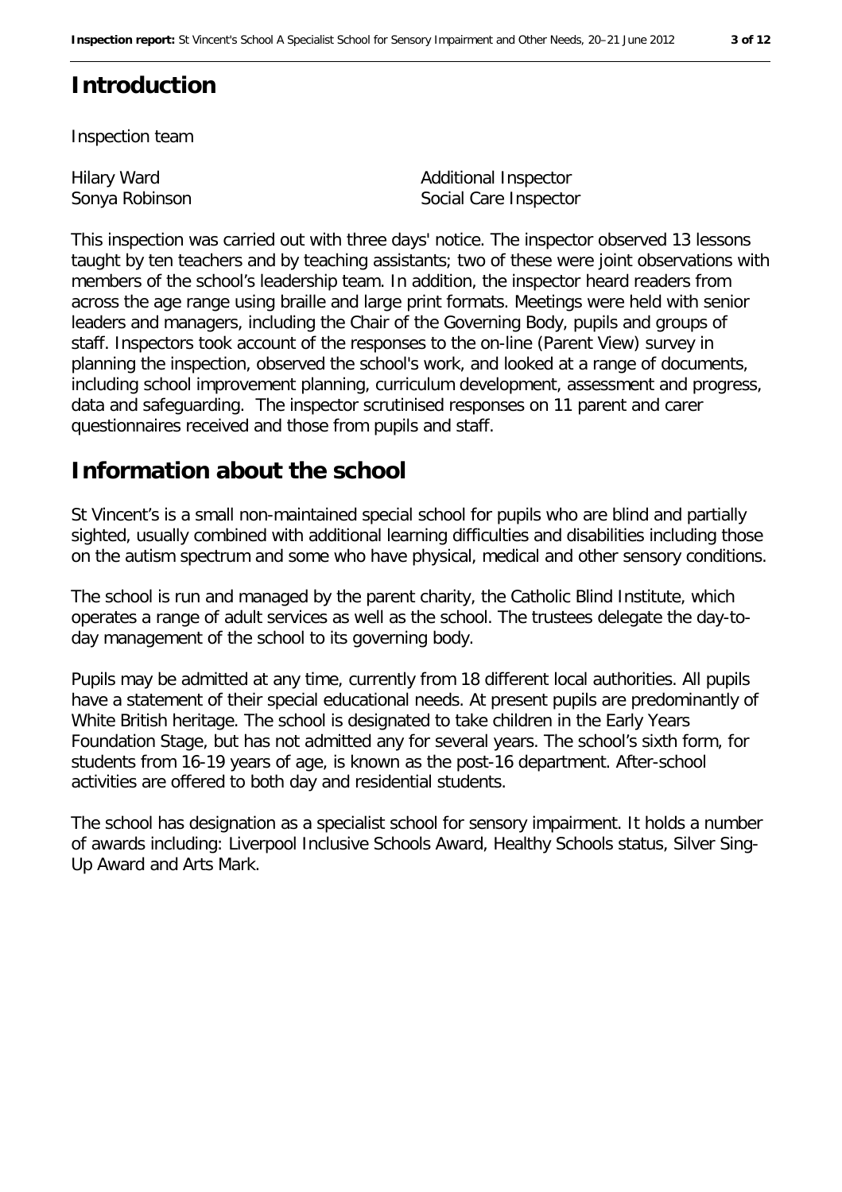# Introduction

Inspection team

| | |
|---|---|
| Hilary Ward | Additional Inspector |
| Sonya Robinson | Social Care Inspector |

This inspection was carried out with three days' notice. The inspector observed 13 lessons taught by ten teachers and by teaching assistants; two of these were joint observations with members of the school's leadership team. In addition, the inspector heard readers from across the age range using braille and large print formats. Meetings were held with senior leaders and managers, including the Chair of the Governing Body, pupils and groups of staff. Inspectors took account of the responses to the on-line (Parent View) survey in planning the inspection, observed the school's work, and looked at a range of documents, including school improvement planning, curriculum development, assessment and progress, data and safeguarding. The inspector scrutinised responses on 11 parent and carer questionnaires received and those from pupils and staff.

# Information about the school

St Vincent's is a small non-maintained special school for pupils who are blind and partially sighted, usually combined with additional learning difficulties and disabilities including those on the autism spectrum and some who have physical, medical and other sensory conditions.

The school is run and managed by the parent charity, the Catholic Blind Institute, which operates a range of adult services as well as the school. The trustees delegate the day-to-day management of the school to its governing body.

Pupils may be admitted at any time, currently from 18 different local authorities. All pupils have a statement of their special educational needs. At present pupils are predominantly of White British heritage. The school is designated to take children in the Early Years Foundation Stage, but has not admitted any for several years. The school's sixth form, for students from 16-19 years of age, is known as the post-16 department. After-school activities are offered to both day and residential students.

The school has designation as a specialist school for sensory impairment. It holds a number of awards including: Liverpool Inclusive Schools Award, Healthy Schools status, Silver Sing-Up Award and Arts Mark.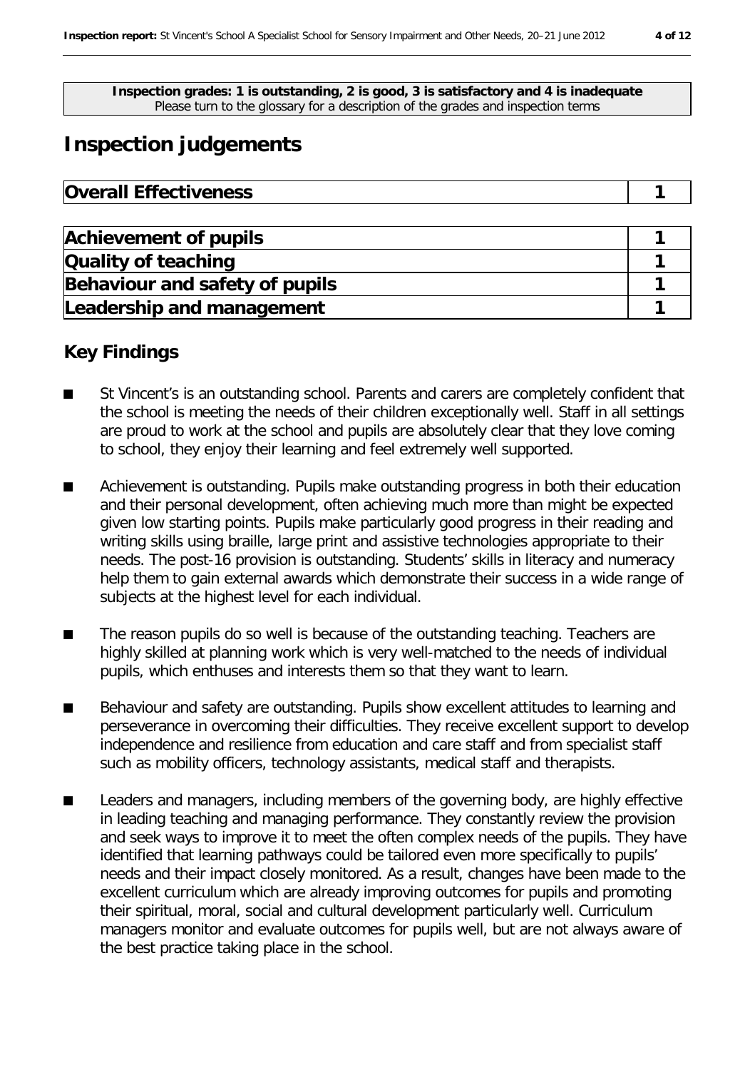**Inspection grades: 1 is outstanding, 2 is good, 3 is satisfactory and 4 is inadequate**
Please turn to the glossary for a description of the grades and inspection terms

# Inspection judgements

| Overall Effectiveness | 1 |
|---|---|

| Achievement of pupils | 1 |
|---|---|
| Quality of teaching | 1 |
| Behaviour and safety of pupils | 1 |
| Leadership and management | 1 |

## Key Findings

- St Vincent's is an outstanding school. Parents and carers are completely confident that the school is meeting the needs of their children exceptionally well. Staff in all settings are proud to work at the school and pupils are absolutely clear that they love coming to school, they enjoy their learning and feel extremely well supported.
- Achievement is outstanding. Pupils make outstanding progress in both their education and their personal development, often achieving much more than might be expected given low starting points. Pupils make particularly good progress in their reading and writing skills using braille, large print and assistive technologies appropriate to their needs. The post-16 provision is outstanding. Students' skills in literacy and numeracy help them to gain external awards which demonstrate their success in a wide range of subjects at the highest level for each individual.
- The reason pupils do so well is because of the outstanding teaching. Teachers are highly skilled at planning work which is very well-matched to the needs of individual pupils, which enthuses and interests them so that they want to learn.
- Behaviour and safety are outstanding. Pupils show excellent attitudes to learning and perseverance in overcoming their difficulties. They receive excellent support to develop independence and resilience from education and care staff and from specialist staff such as mobility officers, technology assistants, medical staff and therapists.
- Leaders and managers, including members of the governing body, are highly effective in leading teaching and managing performance. They constantly review the provision and seek ways to improve it to meet the often complex needs of the pupils. They have identified that learning pathways could be tailored even more specifically to pupils' needs and their impact closely monitored. As a result, changes have been made to the excellent curriculum which are already improving outcomes for pupils and promoting their spiritual, moral, social and cultural development particularly well. Curriculum managers monitor and evaluate outcomes for pupils well, but are not always aware of the best practice taking place in the school.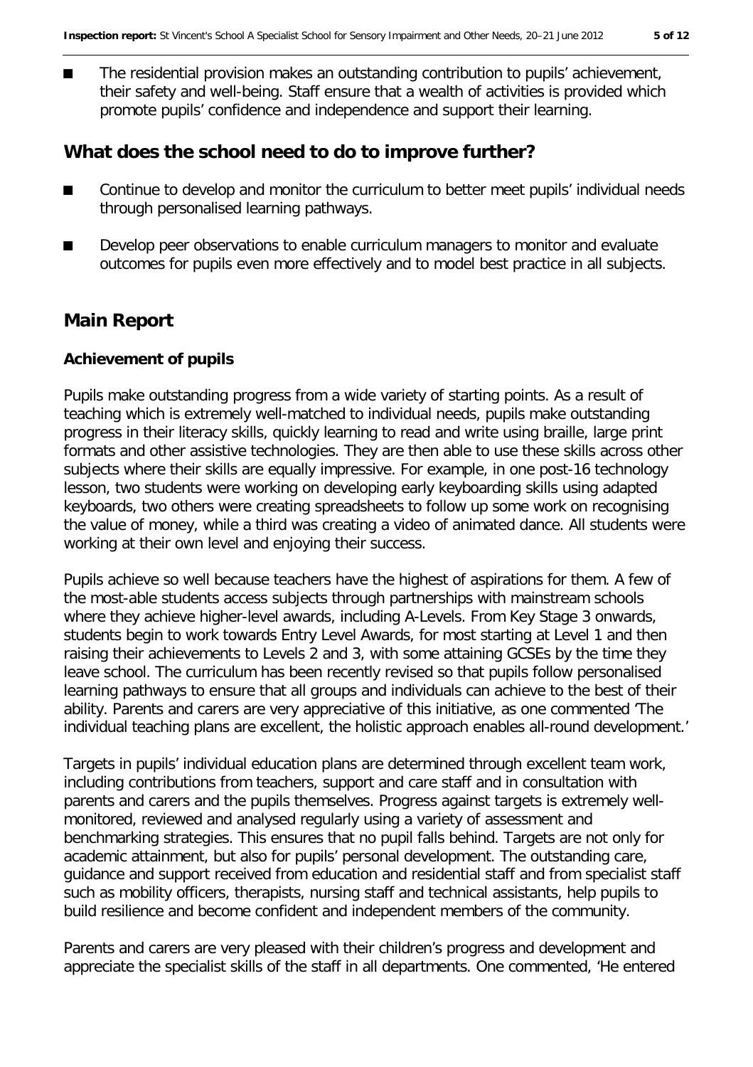- The residential provision makes an outstanding contribution to pupils' achievement, their safety and well-being. Staff ensure that a wealth of activities is provided which promote pupils' confidence and independence and support their learning.

## What does the school need to do to improve further?

- Continue to develop and monitor the curriculum to better meet pupils' individual needs through personalised learning pathways.
- Develop peer observations to enable curriculum managers to monitor and evaluate outcomes for pupils even more effectively and to model best practice in all subjects.

## Main Report

### Achievement of pupils

Pupils make outstanding progress from a wide variety of starting points. As a result of teaching which is extremely well-matched to individual needs, pupils make outstanding progress in their literacy skills, quickly learning to read and write using braille, large print formats and other assistive technologies. They are then able to use these skills across other subjects where their skills are equally impressive. For example, in one post-16 technology lesson, two students were working on developing early keyboarding skills using adapted keyboards, two others were creating spreadsheets to follow up some work on recognising the value of money, while a third was creating a video of animated dance. All students were working at their own level and enjoying their success.

Pupils achieve so well because teachers have the highest of aspirations for them. A few of the most-able students access subjects through partnerships with mainstream schools where they achieve higher-level awards, including A-Levels. From Key Stage 3 onwards, students begin to work towards Entry Level Awards, for most starting at Level 1 and then raising their achievements to Levels 2 and 3, with some attaining GCSEs by the time they leave school. The curriculum has been recently revised so that pupils follow personalised learning pathways to ensure that all groups and individuals can achieve to the best of their ability. Parents and carers are very appreciative of this initiative, as one commented 'The individual teaching plans are excellent, the holistic approach enables all-round development.'

Targets in pupils' individual education plans are determined through excellent team work, including contributions from teachers, support and care staff and in consultation with parents and carers and the pupils themselves. Progress against targets is extremely well-monitored, reviewed and analysed regularly using a variety of assessment and benchmarking strategies. This ensures that no pupil falls behind. Targets are not only for academic attainment, but also for pupils' personal development. The outstanding care, guidance and support received from education and residential staff and from specialist staff such as mobility officers, therapists, nursing staff and technical assistants, help pupils to build resilience and become confident and independent members of the community.

Parents and carers are very pleased with their children's progress and development and appreciate the specialist skills of the staff in all departments. One commented, 'He entered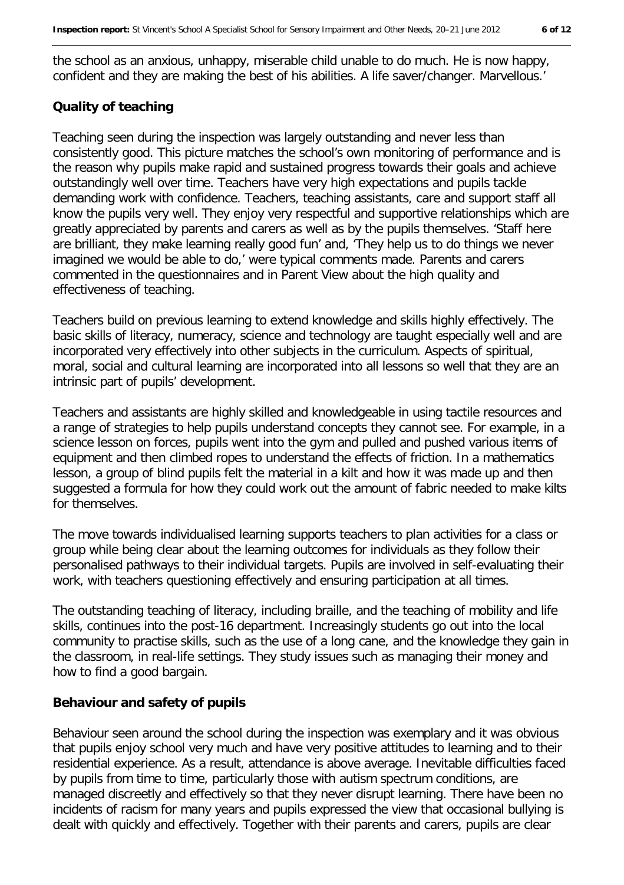the school as an anxious, unhappy, miserable child unable to do much. He is now happy, confident and they are making the best of his abilities. A life saver/changer. Marvellous.'

**Quality of teaching**

Teaching seen during the inspection was largely outstanding and never less than consistently good. This picture matches the school's own monitoring of performance and is the reason why pupils make rapid and sustained progress towards their goals and achieve outstandingly well over time. Teachers have very high expectations and pupils tackle demanding work with confidence. Teachers, teaching assistants, care and support staff all know the pupils very well. They enjoy very respectful and supportive relationships which are greatly appreciated by parents and carers as well as by the pupils themselves. 'Staff here are brilliant, they make learning really good fun' and, 'They help us to do things we never imagined we would be able to do,' were typical comments made. Parents and carers commented in the questionnaires and in Parent View about the high quality and effectiveness of teaching.

Teachers build on previous learning to extend knowledge and skills highly effectively. The basic skills of literacy, numeracy, science and technology are taught especially well and are incorporated very effectively into other subjects in the curriculum. Aspects of spiritual, moral, social and cultural learning are incorporated into all lessons so well that they are an intrinsic part of pupils' development.

Teachers and assistants are highly skilled and knowledgeable in using tactile resources and a range of strategies to help pupils understand concepts they cannot see. For example, in a science lesson on forces, pupils went into the gym and pulled and pushed various items of equipment and then climbed ropes to understand the effects of friction. In a mathematics lesson, a group of blind pupils felt the material in a kilt and how it was made up and then suggested a formula for how they could work out the amount of fabric needed to make kilts for themselves.

The move towards individualised learning supports teachers to plan activities for a class or group while being clear about the learning outcomes for individuals as they follow their personalised pathways to their individual targets. Pupils are involved in self-evaluating their work, with teachers questioning effectively and ensuring participation at all times.

The outstanding teaching of literacy, including braille, and the teaching of mobility and life skills, continues into the post-16 department. Increasingly students go out into the local community to practise skills, such as the use of a long cane, and the knowledge they gain in the classroom, in real-life settings. They study issues such as managing their money and how to find a good bargain.

**Behaviour and safety of pupils**

Behaviour seen around the school during the inspection was exemplary and it was obvious that pupils enjoy school very much and have very positive attitudes to learning and to their residential experience. As a result, attendance is above average. Inevitable difficulties faced by pupils from time to time, particularly those with autism spectrum conditions, are managed discreetly and effectively so that they never disrupt learning. There have been no incidents of racism for many years and pupils expressed the view that occasional bullying is dealt with quickly and effectively. Together with their parents and carers, pupils are clear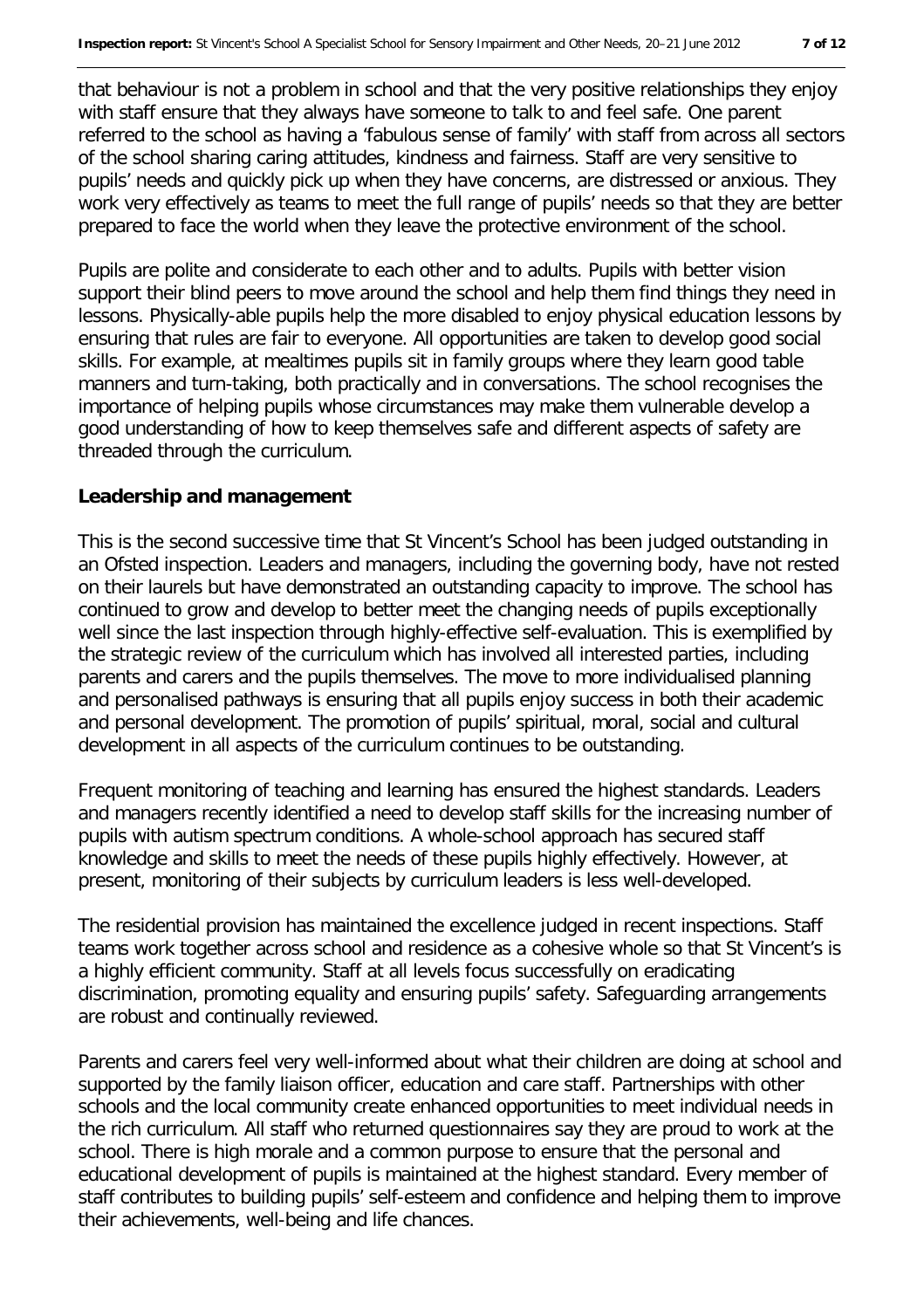that behaviour is not a problem in school and that the very positive relationships they enjoy with staff ensure that they always have someone to talk to and feel safe. One parent referred to the school as having a 'fabulous sense of family' with staff from across all sectors of the school sharing caring attitudes, kindness and fairness. Staff are very sensitive to pupils' needs and quickly pick up when they have concerns, are distressed or anxious. They work very effectively as teams to meet the full range of pupils' needs so that they are better prepared to face the world when they leave the protective environment of the school.

Pupils are polite and considerate to each other and to adults. Pupils with better vision support their blind peers to move around the school and help them find things they need in lessons. Physically-able pupils help the more disabled to enjoy physical education lessons by ensuring that rules are fair to everyone. All opportunities are taken to develop good social skills. For example, at mealtimes pupils sit in family groups where they learn good table manners and turn-taking, both practically and in conversations. The school recognises the importance of helping pupils whose circumstances may make them vulnerable develop a good understanding of how to keep themselves safe and different aspects of safety are threaded through the curriculum.

**Leadership and management**

This is the second successive time that St Vincent's School has been judged outstanding in an Ofsted inspection. Leaders and managers, including the governing body, have not rested on their laurels but have demonstrated an outstanding capacity to improve. The school has continued to grow and develop to better meet the changing needs of pupils exceptionally well since the last inspection through highly-effective self-evaluation. This is exemplified by the strategic review of the curriculum which has involved all interested parties, including parents and carers and the pupils themselves. The move to more individualised planning and personalised pathways is ensuring that all pupils enjoy success in both their academic and personal development. The promotion of pupils' spiritual, moral, social and cultural development in all aspects of the curriculum continues to be outstanding.

Frequent monitoring of teaching and learning has ensured the highest standards. Leaders and managers recently identified a need to develop staff skills for the increasing number of pupils with autism spectrum conditions. A whole-school approach has secured staff knowledge and skills to meet the needs of these pupils highly effectively. However, at present, monitoring of their subjects by curriculum leaders is less well-developed.

The residential provision has maintained the excellence judged in recent inspections. Staff teams work together across school and residence as a cohesive whole so that St Vincent's is a highly efficient community. Staff at all levels focus successfully on eradicating discrimination, promoting equality and ensuring pupils' safety. Safeguarding arrangements are robust and continually reviewed.

Parents and carers feel very well-informed about what their children are doing at school and supported by the family liaison officer, education and care staff. Partnerships with other schools and the local community create enhanced opportunities to meet individual needs in the rich curriculum. All staff who returned questionnaires say they are proud to work at the school. There is high morale and a common purpose to ensure that the personal and educational development of pupils is maintained at the highest standard. Every member of staff contributes to building pupils' self-esteem and confidence and helping them to improve their achievements, well-being and life chances.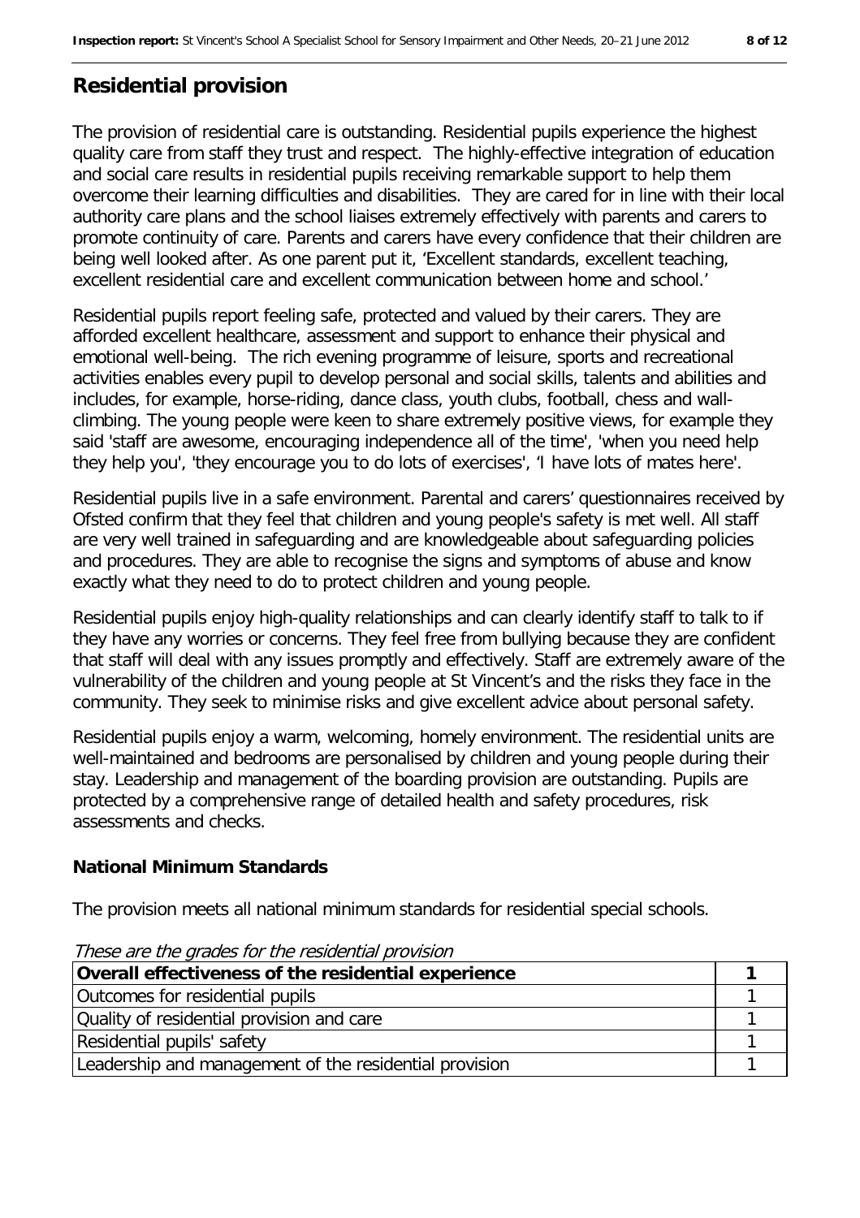## Residential provision

The provision of residential care is outstanding. Residential pupils experience the highest quality care from staff they trust and respect. The highly-effective integration of education and social care results in residential pupils receiving remarkable support to help them overcome their learning difficulties and disabilities. They are cared for in line with their local authority care plans and the school liaises extremely effectively with parents and carers to promote continuity of care. Parents and carers have every confidence that their children are being well looked after. As one parent put it, 'Excellent standards, excellent teaching, excellent residential care and excellent communication between home and school.'

Residential pupils report feeling safe, protected and valued by their carers. They are afforded excellent healthcare, assessment and support to enhance their physical and emotional well-being. The rich evening programme of leisure, sports and recreational activities enables every pupil to develop personal and social skills, talents and abilities and includes, for example, horse-riding, dance class, youth clubs, football, chess and wall-climbing. The young people were keen to share extremely positive views, for example they said 'staff are awesome, encouraging independence all of the time', 'when you need help they help you', 'they encourage you to do lots of exercises', 'I have lots of mates here'.

Residential pupils live in a safe environment. Parental and carers' questionnaires received by Ofsted confirm that they feel that children and young people's safety is met well. All staff are very well trained in safeguarding and are knowledgeable about safeguarding policies and procedures. They are able to recognise the signs and symptoms of abuse and know exactly what they need to do to protect children and young people.

Residential pupils enjoy high-quality relationships and can clearly identify staff to talk to if they have any worries or concerns. They feel free from bullying because they are confident that staff will deal with any issues promptly and effectively. Staff are extremely aware of the vulnerability of the children and young people at St Vincent's and the risks they face in the community. They seek to minimise risks and give excellent advice about personal safety.

Residential pupils enjoy a warm, welcoming, homely environment. The residential units are well-maintained and bedrooms are personalised by children and young people during their stay. Leadership and management of the boarding provision are outstanding. Pupils are protected by a comprehensive range of detailed health and safety procedures, risk assessments and checks.

### National Minimum Standards

The provision meets all national minimum standards for residential special schools.

*These are the grades for the residential provision*

| **Overall effectiveness of the residential experience** | **1** |
|---|---|
| Outcomes for residential pupils | 1 |
| Quality of residential provision and care | 1 |
| Residential pupils' safety | 1 |
| Leadership and management of the residential provision | 1 |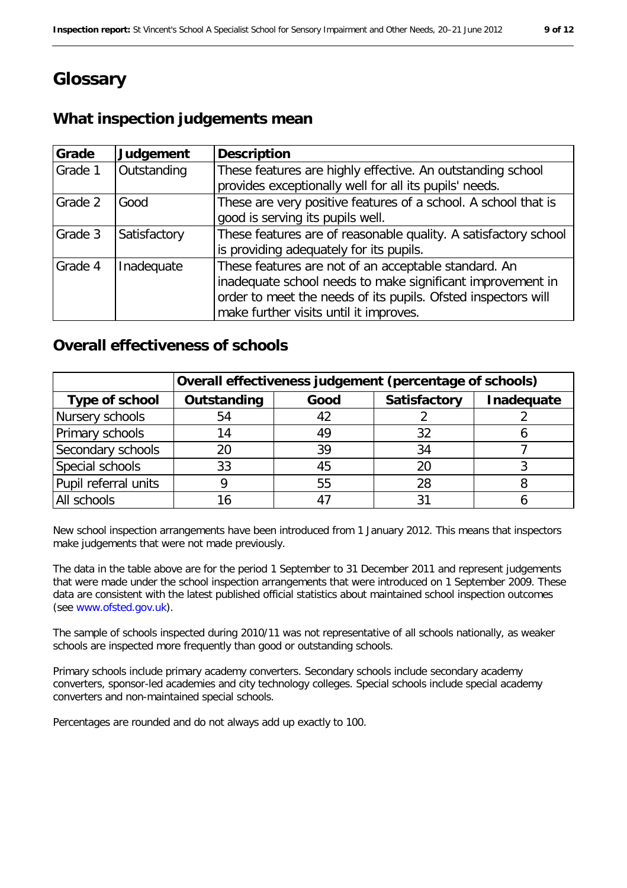# Glossary

## What inspection judgements mean

| Grade | Judgement | Description |
|---|---|---|
| Grade 1 | Outstanding | These features are highly effective. An outstanding school provides exceptionally well for all its pupils' needs. |
| Grade 2 | Good | These are very positive features of a school. A school that is good is serving its pupils well. |
| Grade 3 | Satisfactory | These features are of reasonable quality. A satisfactory school is providing adequately for its pupils. |
| Grade 4 | Inadequate | These features are not of an acceptable standard. An inadequate school needs to make significant improvement in order to meet the needs of its pupils. Ofsted inspectors will make further visits until it improves. |

## Overall effectiveness of schools

| | Overall effectiveness judgement (percentage of schools) | | | |
|---|---|---|---|---|
| **Type of school** | **Outstanding** | **Good** | **Satisfactory** | **Inadequate** |
| Nursery schools | 54 | 42 | 2 | 2 |
| Primary schools | 14 | 49 | 32 | 6 |
| Secondary schools | 20 | 39 | 34 | 7 |
| Special schools | 33 | 45 | 20 | 3 |
| Pupil referral units | 9 | 55 | 28 | 8 |
| All schools | 16 | 47 | 31 | 6 |

New school inspection arrangements have been introduced from 1 January 2012. This means that inspectors make judgements that were not made previously.

The data in the table above are for the period 1 September to 31 December 2011 and represent judgements that were made under the school inspection arrangements that were introduced on 1 September 2009. These data are consistent with the latest published official statistics about maintained school inspection outcomes (see www.ofsted.gov.uk).

The sample of schools inspected during 2010/11 was not representative of all schools nationally, as weaker schools are inspected more frequently than good or outstanding schools.

Primary schools include primary academy converters. Secondary schools include secondary academy converters, sponsor-led academies and city technology colleges. Special schools include special academy converters and non-maintained special schools.

Percentages are rounded and do not always add up exactly to 100.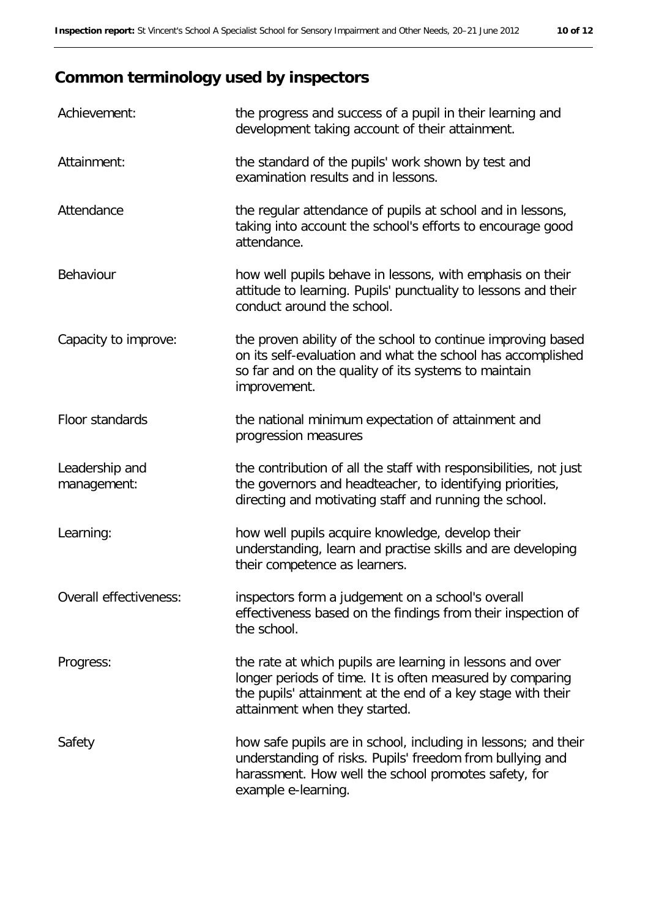## Common terminology used by inspectors

| | |
|---|---|
| Achievement: | the progress and success of a pupil in their learning and development taking account of their attainment. |
| Attainment: | the standard of the pupils' work shown by test and examination results and in lessons. |
| Attendance | the regular attendance of pupils at school and in lessons, taking into account the school's efforts to encourage good attendance. |
| Behaviour | how well pupils behave in lessons, with emphasis on their attitude to learning. Pupils' punctuality to lessons and their conduct around the school. |
| Capacity to improve: | the proven ability of the school to continue improving based on its self-evaluation and what the school has accomplished so far and on the quality of its systems to maintain improvement. |
| Floor standards | the national minimum expectation of attainment and progression measures |
| Leadership and management: | the contribution of all the staff with responsibilities, not just the governors and headteacher, to identifying priorities, directing and motivating staff and running the school. |
| Learning: | how well pupils acquire knowledge, develop their understanding, learn and practise skills and are developing their competence as learners. |
| Overall effectiveness: | inspectors form a judgement on a school's overall effectiveness based on the findings from their inspection of the school. |
| Progress: | the rate at which pupils are learning in lessons and over longer periods of time. It is often measured by comparing the pupils' attainment at the end of a key stage with their attainment when they started. |
| Safety | how safe pupils are in school, including in lessons; and their understanding of risks. Pupils' freedom from bullying and harassment. How well the school promotes safety, for example e-learning. |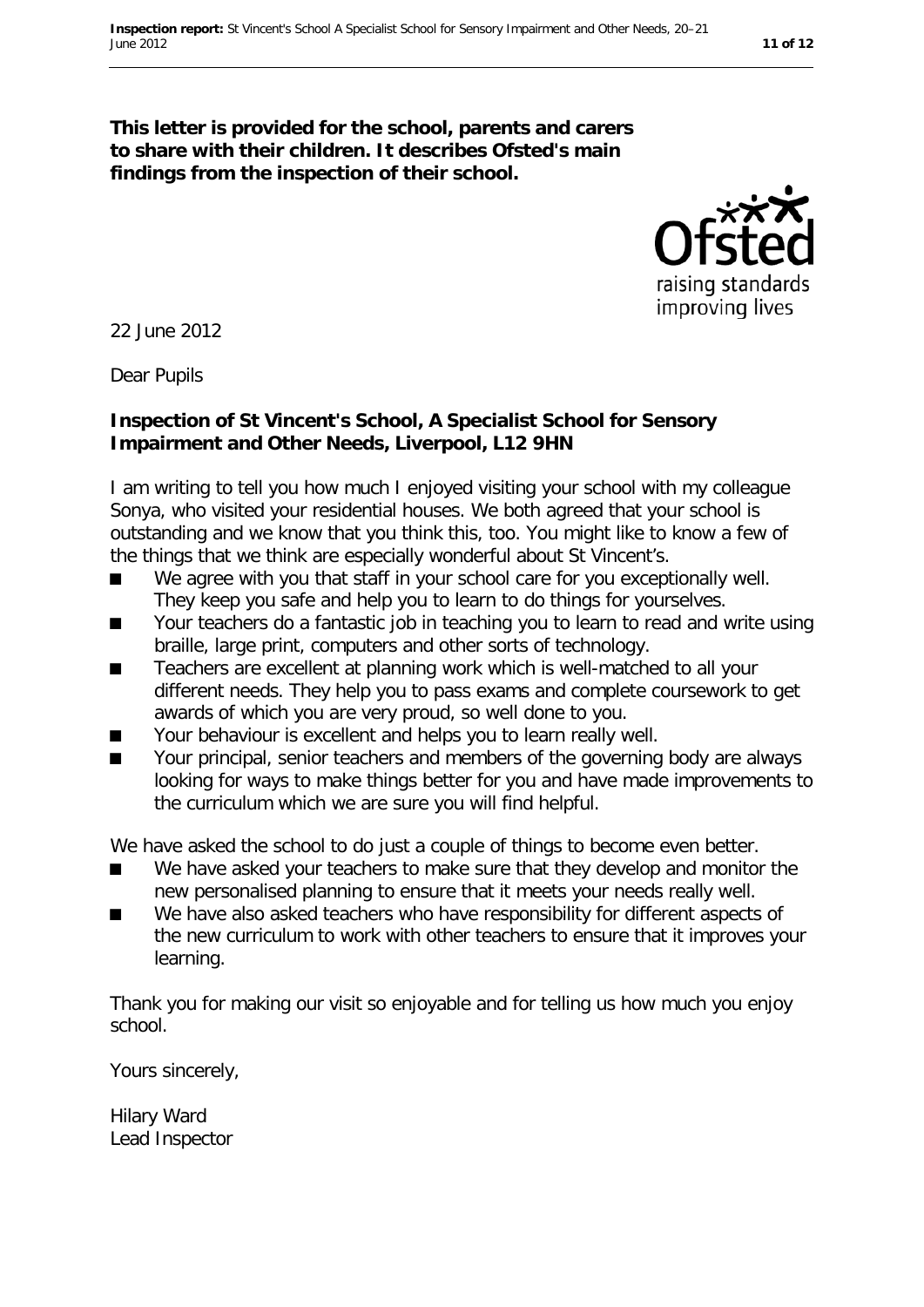**This letter is provided for the school, parents and carers to share with their children. It describes Ofsted's main findings from the inspection of their school.**

22 June 2012

Dear Pupils

**Inspection of St Vincent's School, A Specialist School for Sensory Impairment and Other Needs, Liverpool, L12 9HN**

I am writing to tell you how much I enjoyed visiting your school with my colleague Sonya, who visited your residential houses. We both agreed that your school is outstanding and we know that you think this, too. You might like to know a few of the things that we think are especially wonderful about St Vincent's.

- We agree with you that staff in your school care for you exceptionally well. They keep you safe and help you to learn to do things for yourselves.
- Your teachers do a fantastic job in teaching you to learn to read and write using braille, large print, computers and other sorts of technology.
- Teachers are excellent at planning work which is well-matched to all your different needs. They help you to pass exams and complete coursework to get awards of which you are very proud, so well done to you.
- Your behaviour is excellent and helps you to learn really well.
- Your principal, senior teachers and members of the governing body are always looking for ways to make things better for you and have made improvements to the curriculum which we are sure you will find helpful.

We have asked the school to do just a couple of things to become even better.

- We have asked your teachers to make sure that they develop and monitor the new personalised planning to ensure that it meets your needs really well.
- We have also asked teachers who have responsibility for different aspects of the new curriculum to work with other teachers to ensure that it improves your learning.

Thank you for making our visit so enjoyable and for telling us how much you enjoy school.

Yours sincerely,

Hilary Ward
Lead Inspector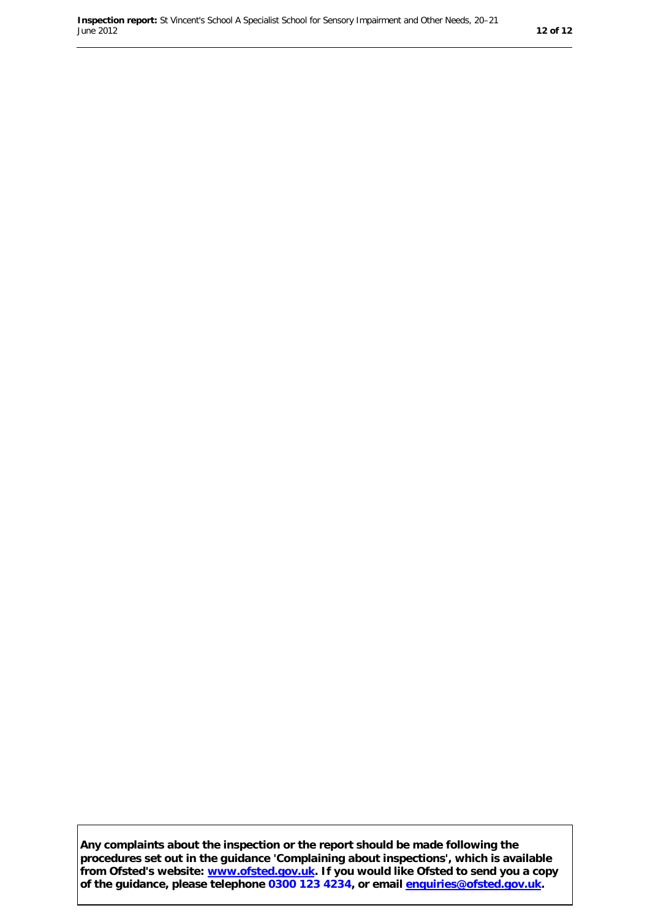**Any complaints about the inspection or the report should be made following the procedures set out in the guidance 'Complaining about inspections', which is available from Ofsted's website: www.ofsted.gov.uk. If you would like Ofsted to send you a copy of the guidance, please telephone 0300 123 4234, or email enquiries@ofsted.gov.uk.**